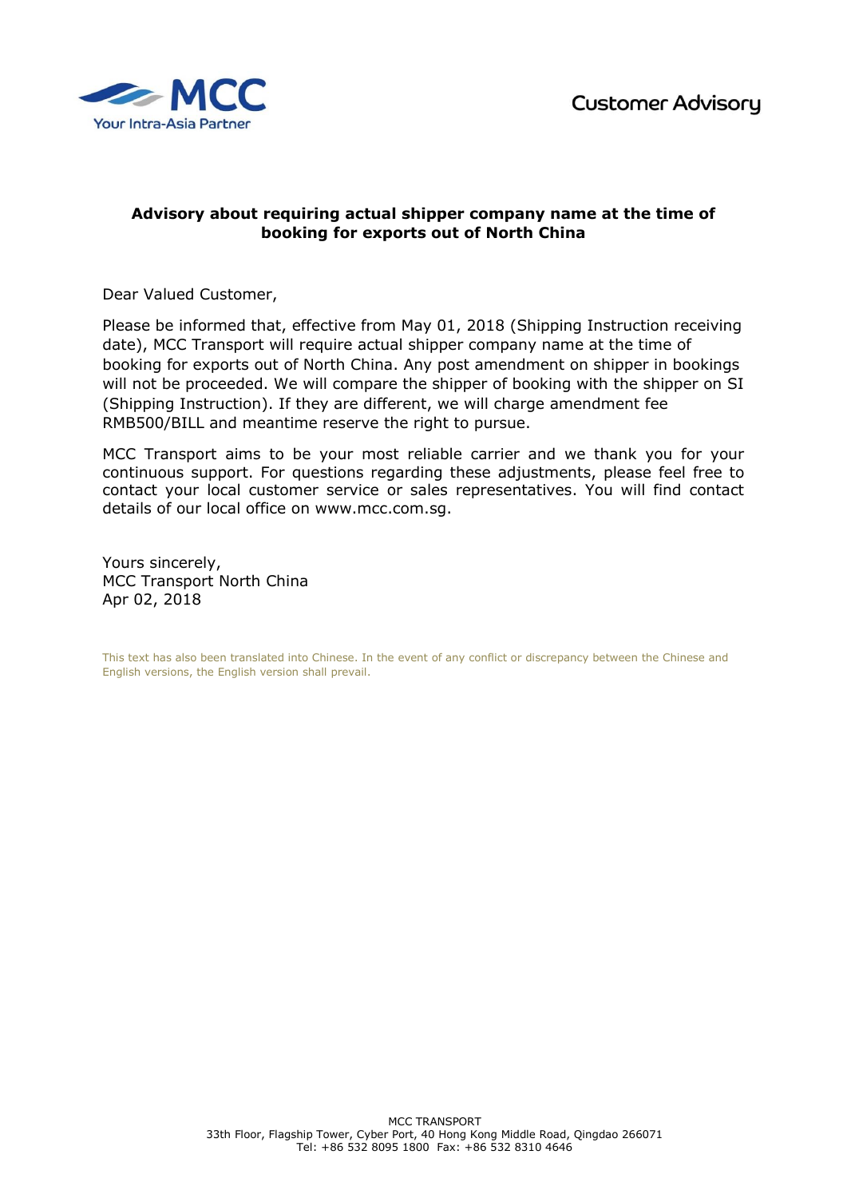MCC
Your Intra-Asia Partner

Customer Advisory

**Advisory about requiring actual shipper company name at the time of booking for exports out of North China**

Dear Valued Customer,

Please be informed that, effective from May 01, 2018 (Shipping Instruction receiving date), MCC Transport will require actual shipper company name at the time of booking for exports out of North China. Any post amendment on shipper in bookings will not be proceeded. We will compare the shipper of booking with the shipper on SI (Shipping Instruction). If they are different, we will charge amendment fee RMB500/BILL and meantime reserve the right to pursue.

MCC Transport aims to be your most reliable carrier and we thank you for your continuous support. For questions regarding these adjustments, please feel free to contact your local customer service or sales representatives. You will find contact details of our local office on www.mcc.com.sg.

Yours sincerely,
MCC Transport North China
Apr 02, 2018

This text has also been translated into Chinese. In the event of any conflict or discrepancy between the Chinese and English versions, the English version shall prevail.

MCC TRANSPORT
33th Floor, Flagship Tower, Cyber Port, 40 Hong Kong Middle Road, Qingdao 266071
Tel: +86 532 8095 1800 Fax: +86 532 8310 4646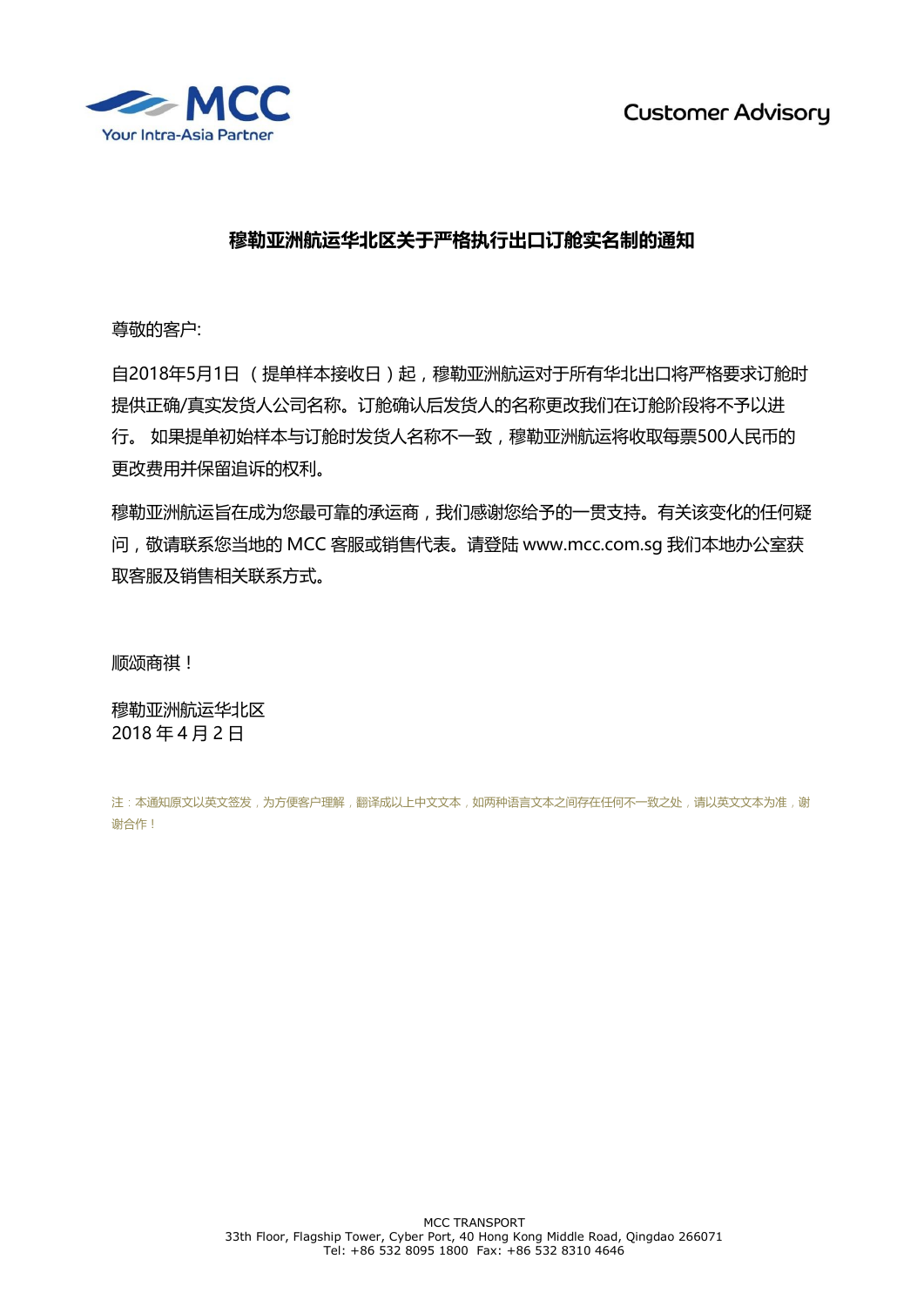MCC

Your Intra-Asia Partner

Customer Advisory

**穆勒亚洲航运华北区关于严格执行出口订舱实名制的通知**

尊敬的客户:

自2018年5月1日 （提单样本接收日）起，穆勒亚洲航运对于所有华北出口将严格要求订舱时提供正确/真实发货人公司名称。订舱确认后发货人的名称更改我们在订舱阶段将不予以进行。 如果提单初始样本与订舱时发货人名称不一致，穆勒亚洲航运将收取每票500人民币的更改费用并保留追诉的权利。

穆勒亚洲航运旨在成为您最可靠的承运商，我们感谢您给予的一贯支持。有关该变化的任何疑问，敬请联系您当地的 MCC 客服或销售代表。请登陆 www.mcc.com.sg 我们本地办公室获取客服及销售相关联系方式。

顺颂商祺！

穆勒亚洲航运华北区
2018 年 4 月 2 日

注：本通知原文以英文签发，为方便客户理解，翻译成以上中文文本，如两种语言文本之间存在任何不一致之处，请以英文文本为准，谢谢合作！

MCC TRANSPORT
33th Floor, Flagship Tower, Cyber Port, 40 Hong Kong Middle Road, Qingdao 266071
Tel: +86 532 8095 1800 Fax: +86 532 8310 4646